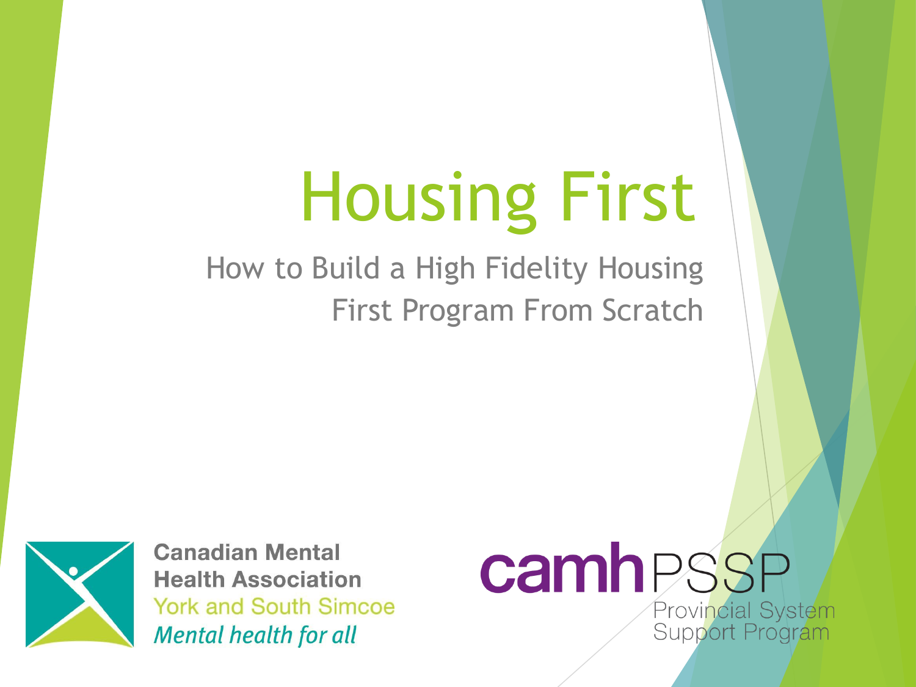# Housing First

## How to Build a High Fidelity Housing First Program From Scratch

Canadian Mental Health Association
York and South Simcoe
*Mental health for all*

camh PSSP
Provincial System Support Program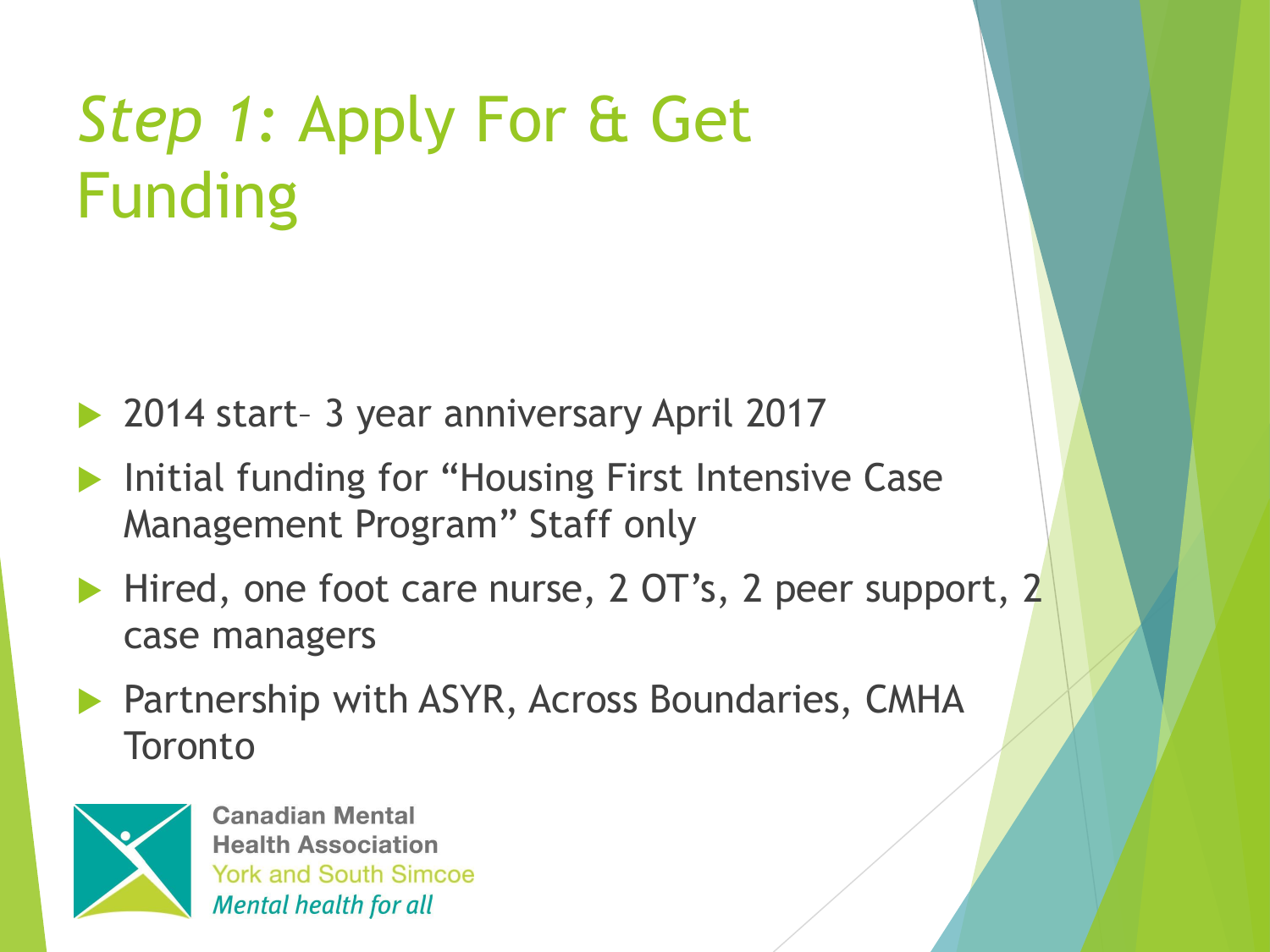# *Step 1:* Apply For & Get Funding

- 2014 start– 3 year anniversary April 2017
- Initial funding for "Housing First Intensive Case Management Program" Staff only
- Hired, one foot care nurse, 2 OT's, 2 peer support, 2 case managers
- Partnership with ASYR, Across Boundaries, CMHA Toronto

**Canadian Mental Health Association**
York and South Simcoe
*Mental health for all*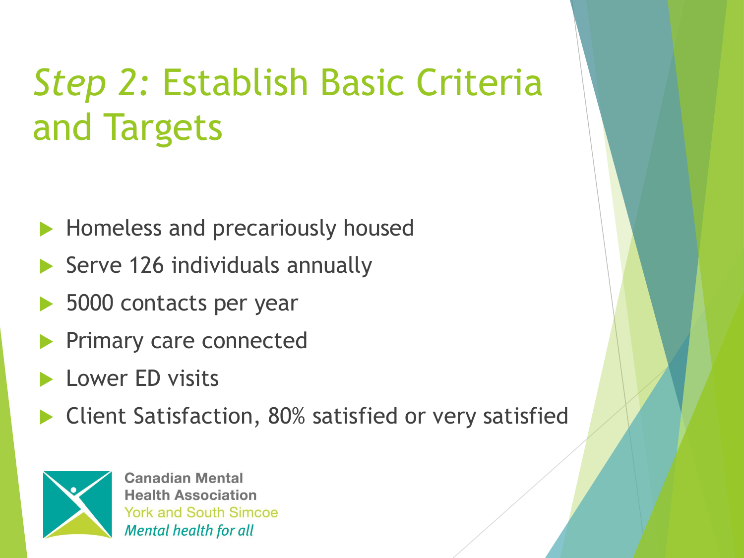# *Step 2:* Establish Basic Criteria and Targets

- Homeless and precariously housed
- Serve 126 individuals annually
- 5000 contacts per year
- Primary care connected
- Lower ED visits
- Client Satisfaction, 80% satisfied or very satisfied

Canadian Mental Health Association
York and South Simcoe
*Mental health for all*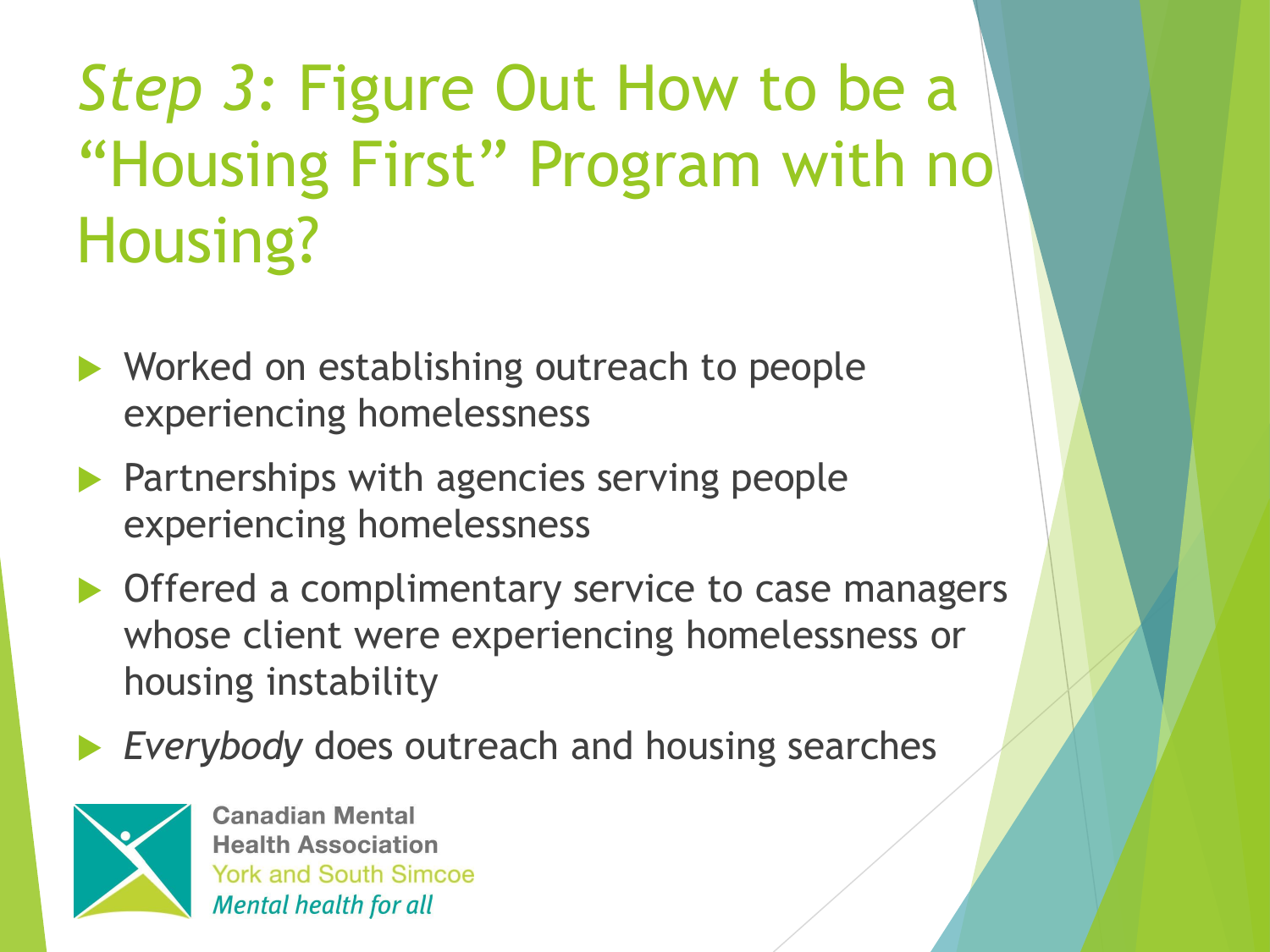# *Step 3:* Figure Out How to be a "Housing First" Program with no Housing?

- Worked on establishing outreach to people experiencing homelessness
- Partnerships with agencies serving people experiencing homelessness
- Offered a complimentary service to case managers whose client were experiencing homelessness or housing instability
- *Everybody* does outreach and housing searches

Canadian Mental Health Association
York and South Simcoe
*Mental health for all*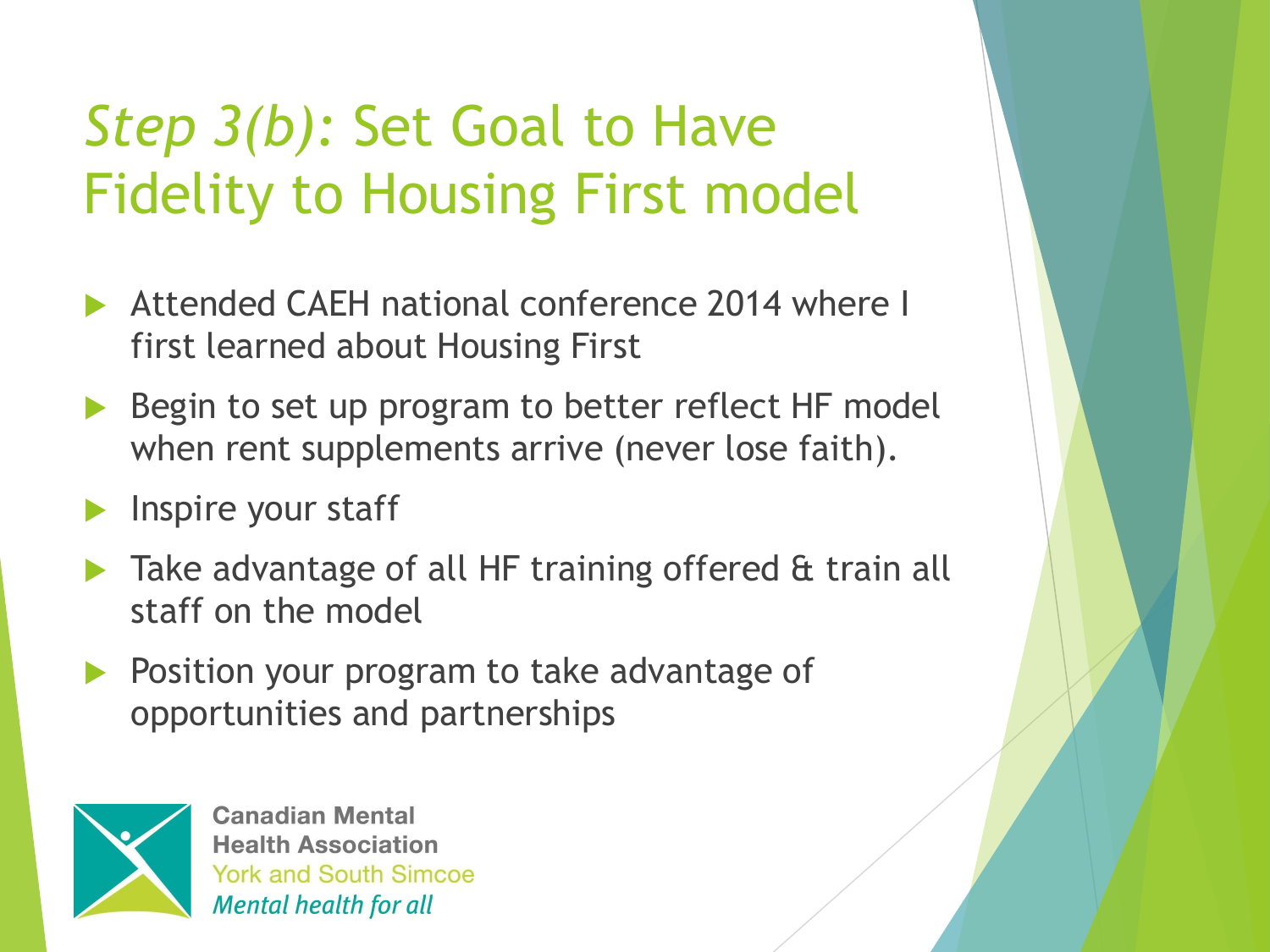# *Step 3(b)*: Set Goal to Have Fidelity to Housing First model

- Attended CAEH national conference 2014 where I first learned about Housing First
- Begin to set up program to better reflect HF model when rent supplements arrive (never lose faith).
- Inspire your staff
- Take advantage of all HF training offered & train all staff on the model
- Position your program to take advantage of opportunities and partnerships

**Canadian Mental Health Association**
York and South Simcoe
*Mental health for all*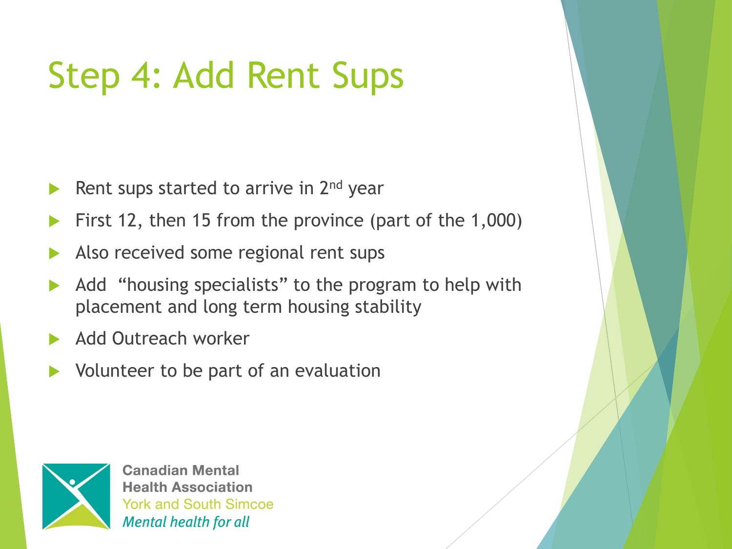# Step 4: Add Rent Sups

- Rent sups started to arrive in 2nd year
- First 12, then 15 from the province (part of the 1,000)
- Also received some regional rent sups
- Add "housing specialists" to the program to help with placement and long term housing stability
- Add Outreach worker
- Volunteer to be part of an evaluation

Canadian Mental Health Association
York and South Simcoe
*Mental health for all*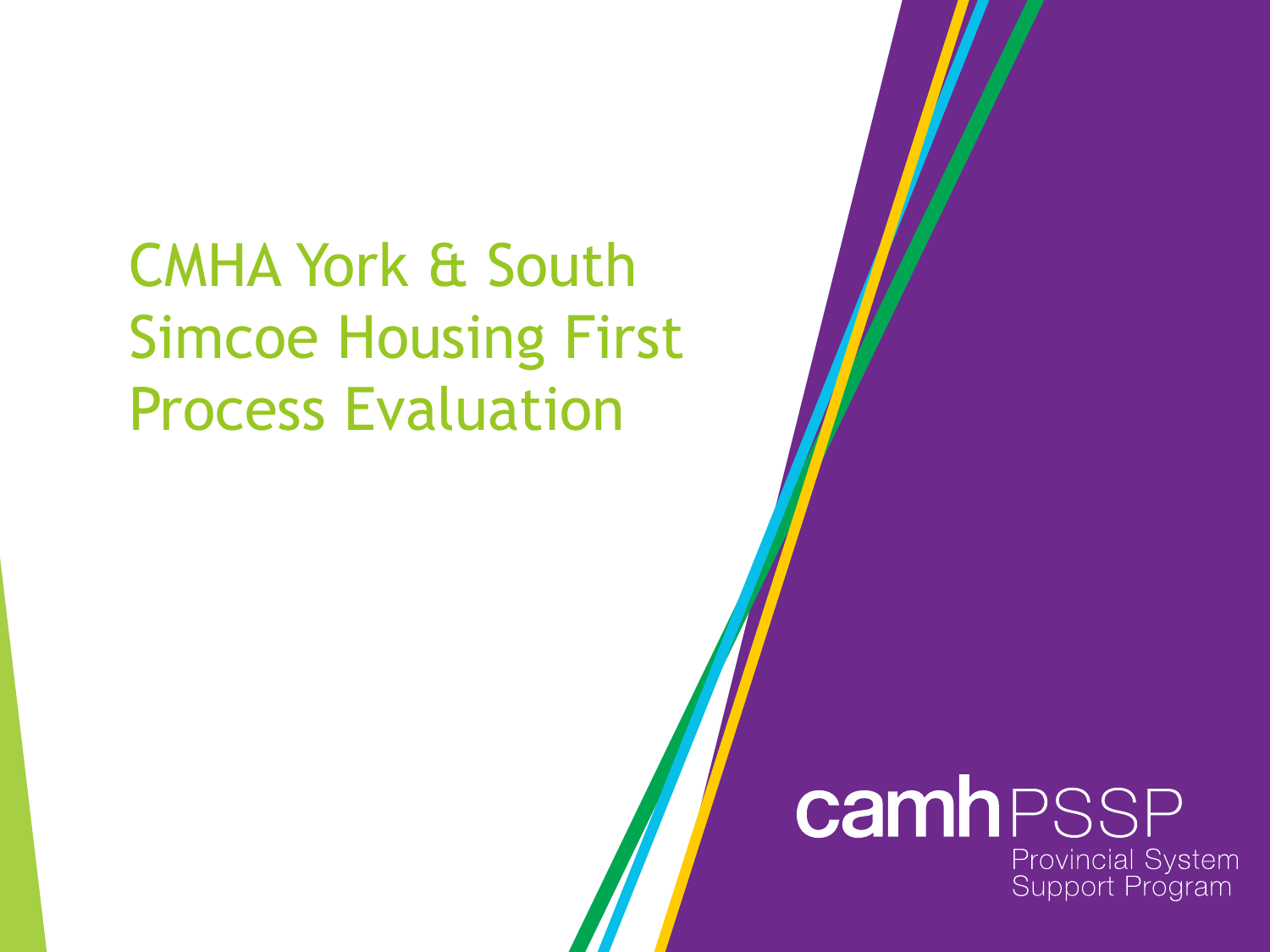# CMHA York & South Simcoe Housing First Process Evaluation

camh PSSP

Provincial System Support Program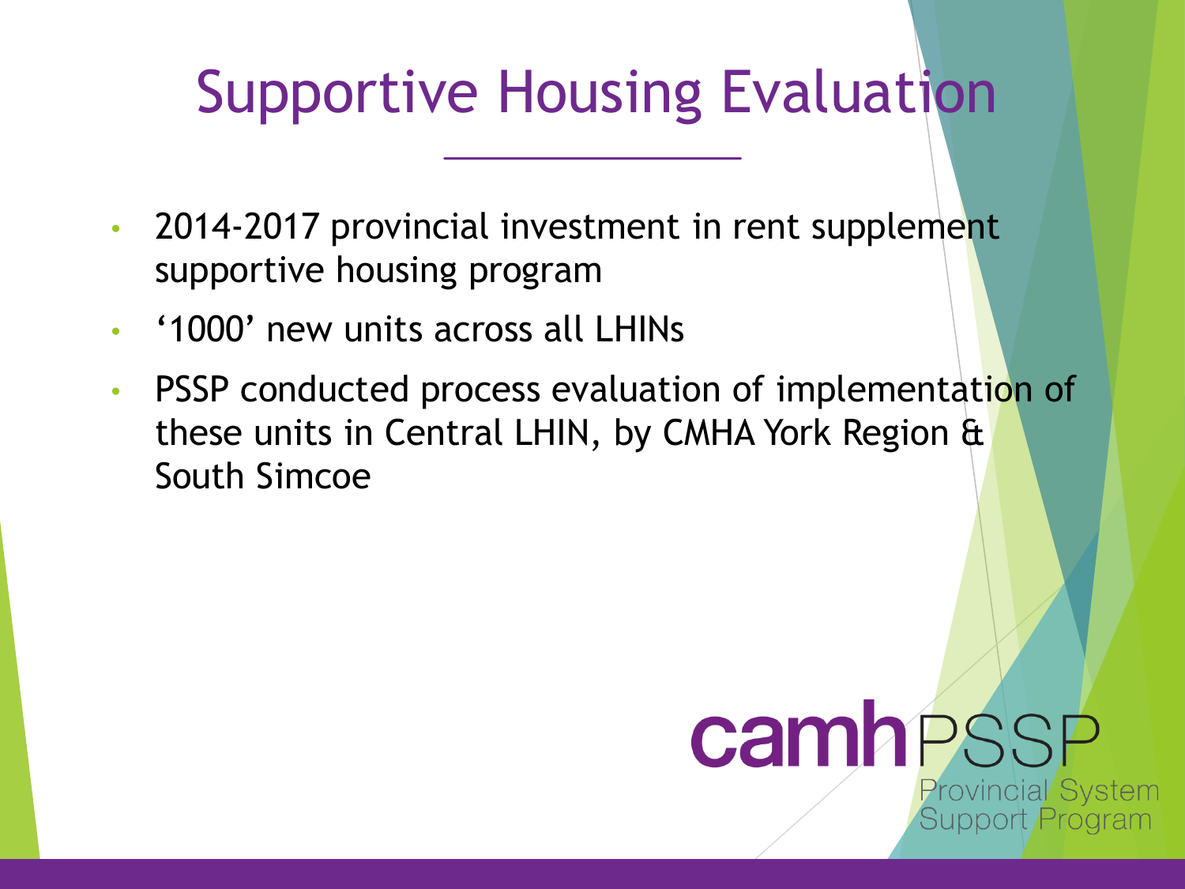# Supportive Housing Evaluation

- 2014-2017 provincial investment in rent supplement supportive housing program
- '1000' new units across all LHINs
- PSSP conducted process evaluation of implementation of these units in Central LHIN, by CMHA York Region & South Simcoe

camh PSSP
Provincial System Support Program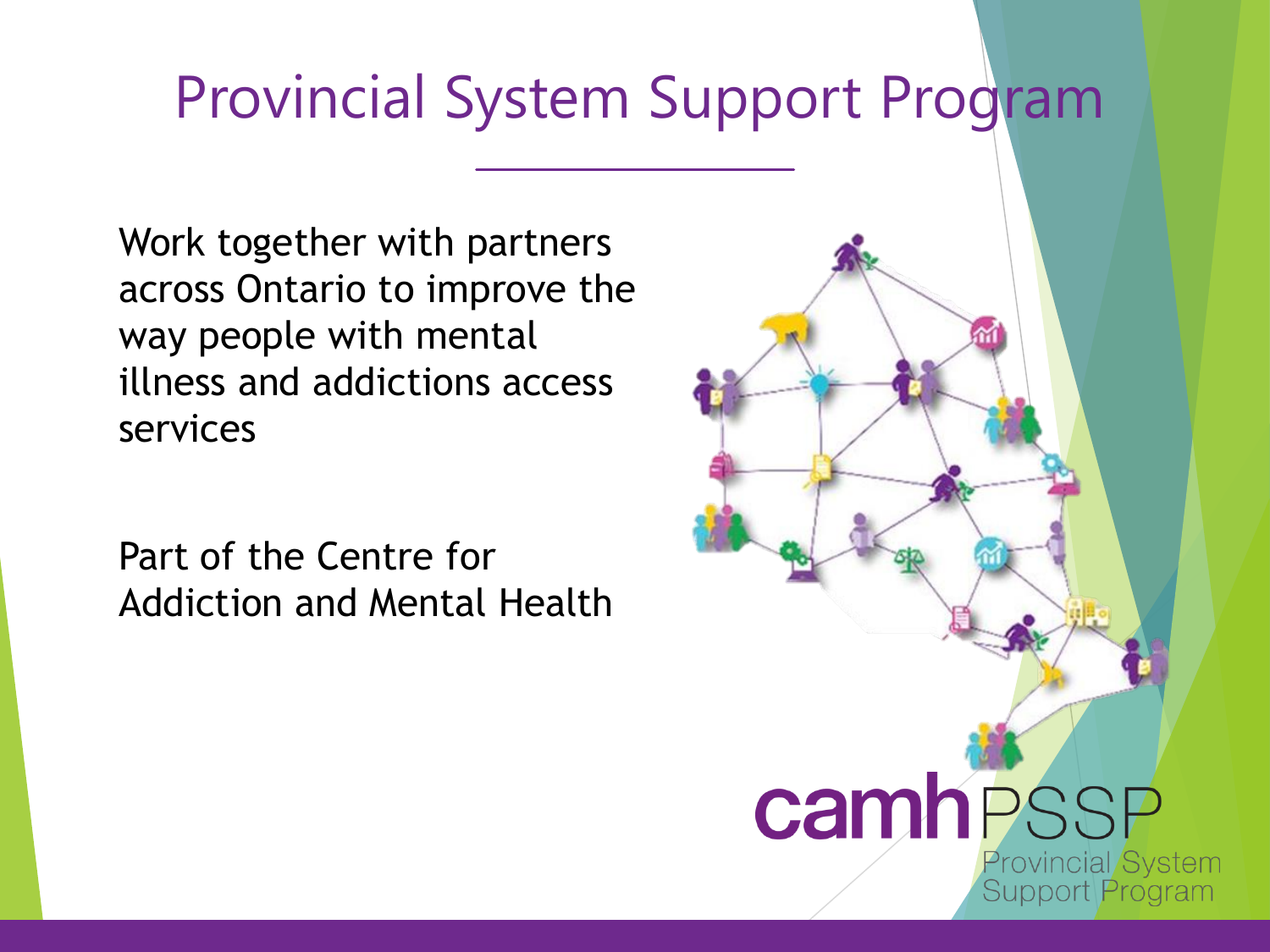# Provincial System Support Program

Work together with partners across Ontario to improve the way people with mental illness and addictions access services

Part of the Centre for Addiction and Mental Health

camhPSSP
Provincial System Support Program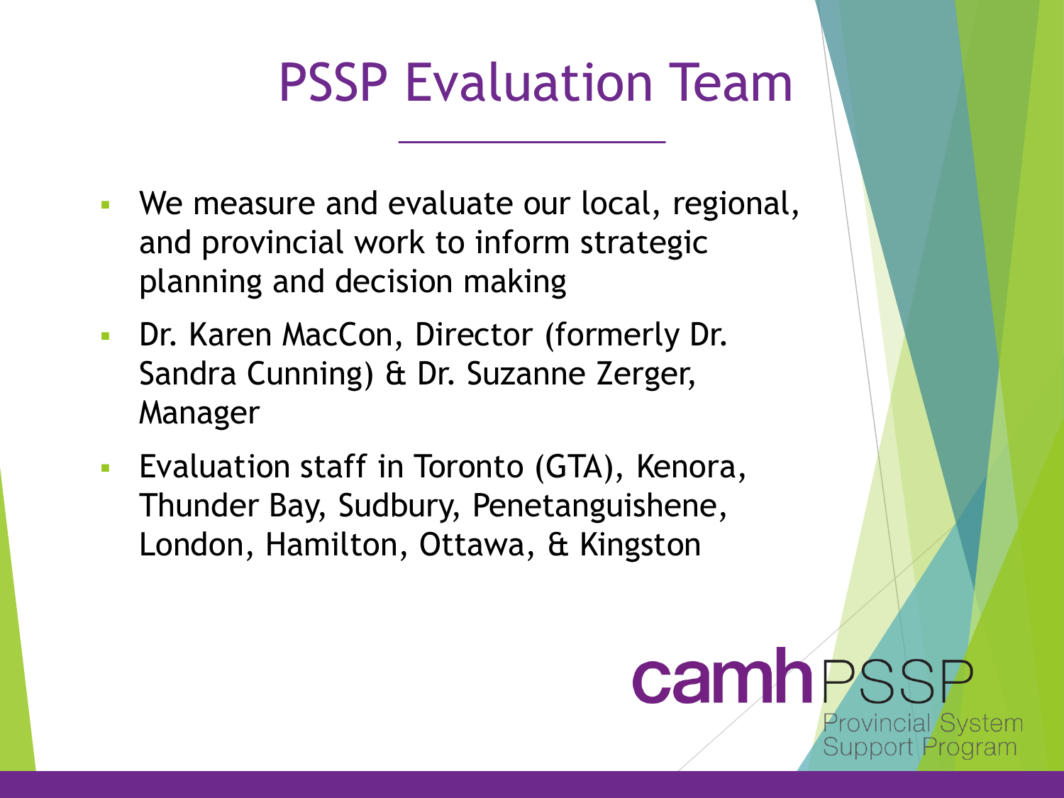# PSSP Evaluation Team

- We measure and evaluate our local, regional, and provincial work to inform strategic planning and decision making
- Dr. Karen MacCon, Director (formerly Dr. Sandra Cunning) & Dr. Suzanne Zerger, Manager
- Evaluation staff in Toronto (GTA), Kenora, Thunder Bay, Sudbury, Penetanguishene, London, Hamilton, Ottawa, & Kingston

camh PSSP
Provincial System Support Program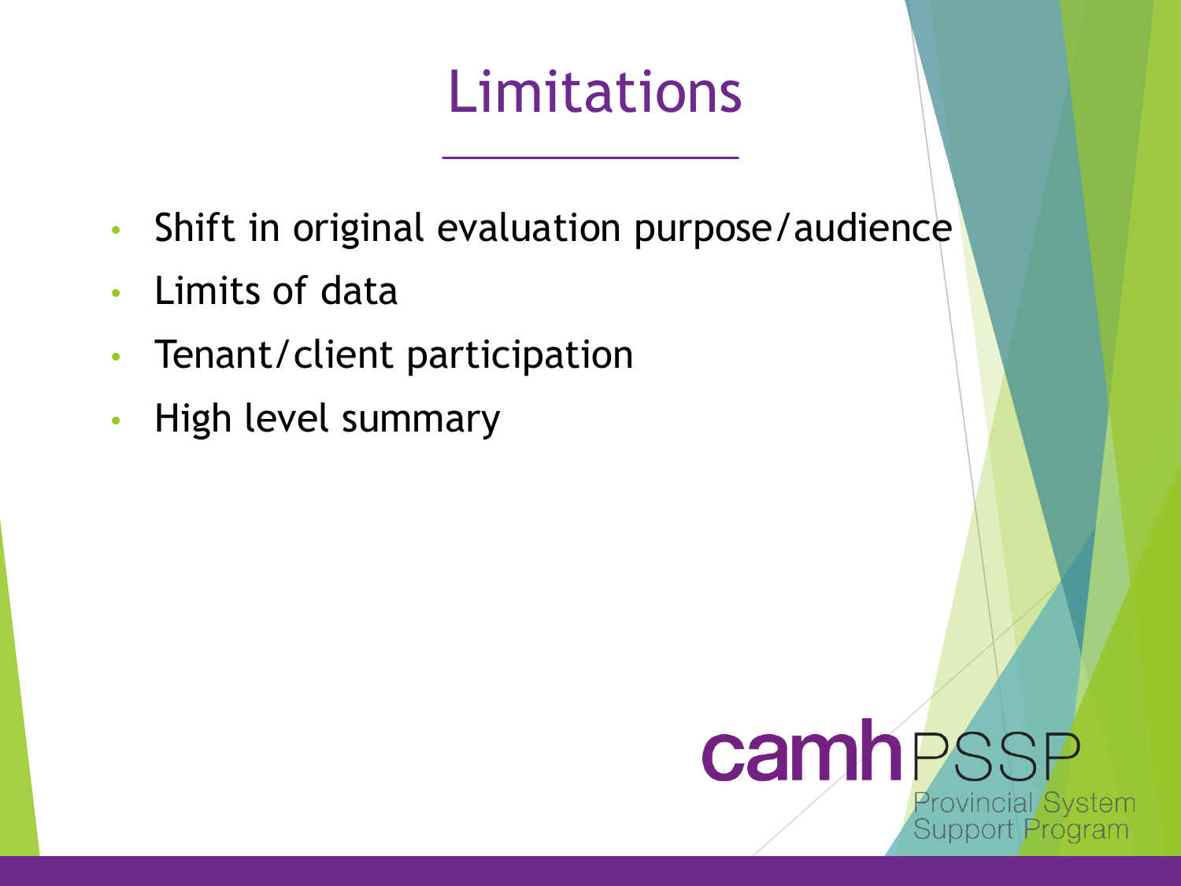# Limitations

- Shift in original evaluation purpose/audience
- Limits of data
- Tenant/client participation
- High level summary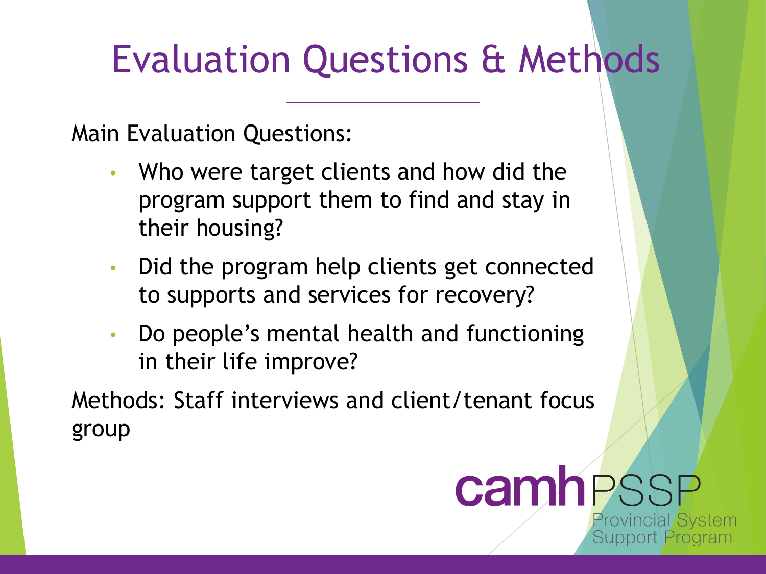# Evaluation Questions & Methods

Main Evaluation Questions:

- Who were target clients and how did the program support them to find and stay in their housing?
- Did the program help clients get connected to supports and services for recovery?
- Do people's mental health and functioning in their life improve?

Methods: Staff interviews and client/tenant focus group

camh PSSP
Provincial System Support Program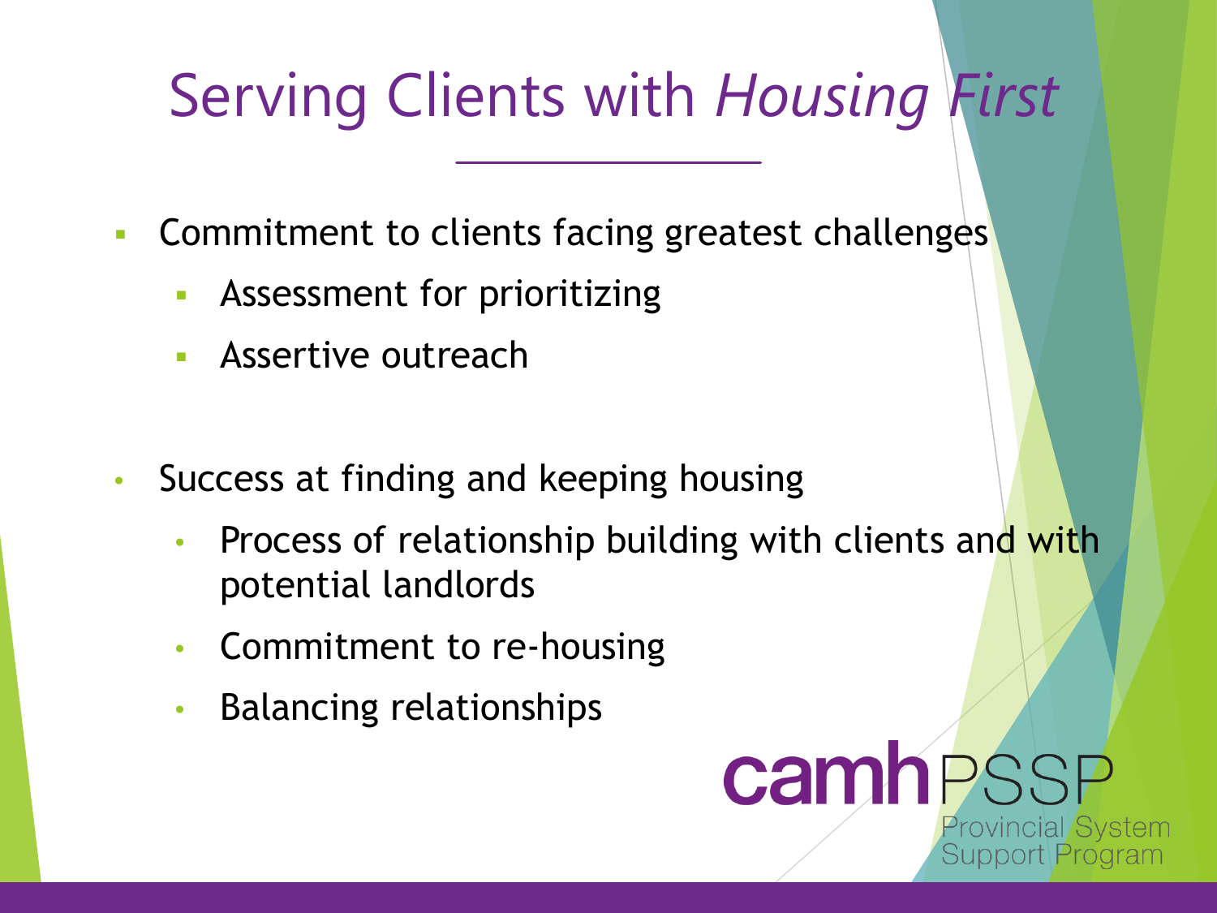# Serving Clients with *Housing First*

- Commitment to clients facing greatest challenges
  - Assessment for prioritizing
  - Assertive outreach

- Success at finding and keeping housing
  - Process of relationship building with clients and with potential landlords
  - Commitment to re-housing
  - Balancing relationships

camh PSSP
Provincial System Support Program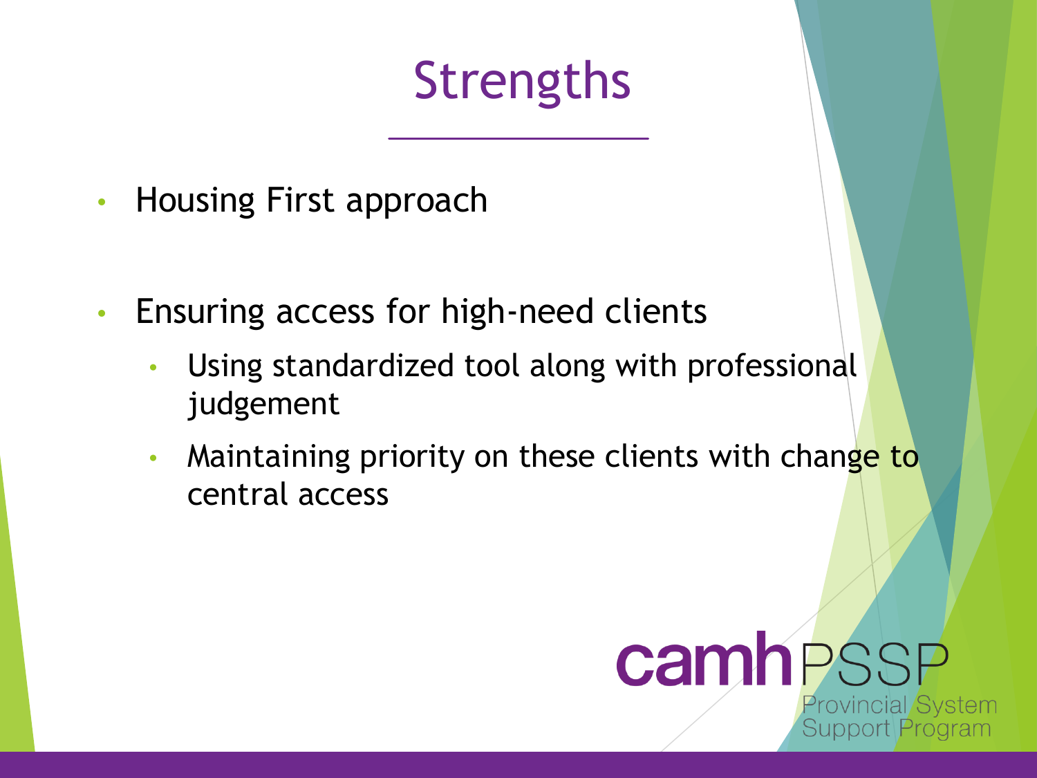# Strengths

- Housing First approach
- Ensuring access for high-need clients
  - Using standardized tool along with professional judgement
  - Maintaining priority on these clients with change to central access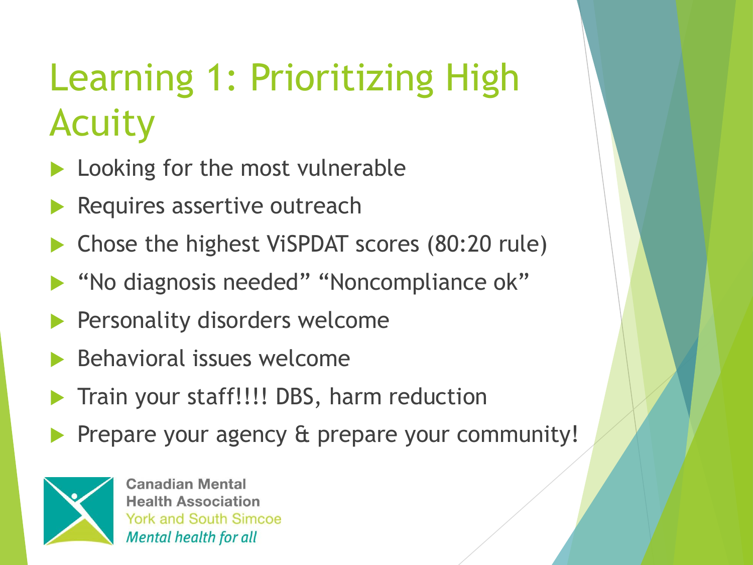# Learning 1: Prioritizing High Acuity

- Looking for the most vulnerable
- Requires assertive outreach
- Chose the highest ViSPDAT scores (80:20 rule)
- "No diagnosis needed" "Noncompliance ok"
- Personality disorders welcome
- Behavioral issues welcome
- Train your staff!!!! DBS, harm reduction
- Prepare your agency & prepare your community!

Canadian Mental Health Association
York and South Simcoe
*Mental health for all*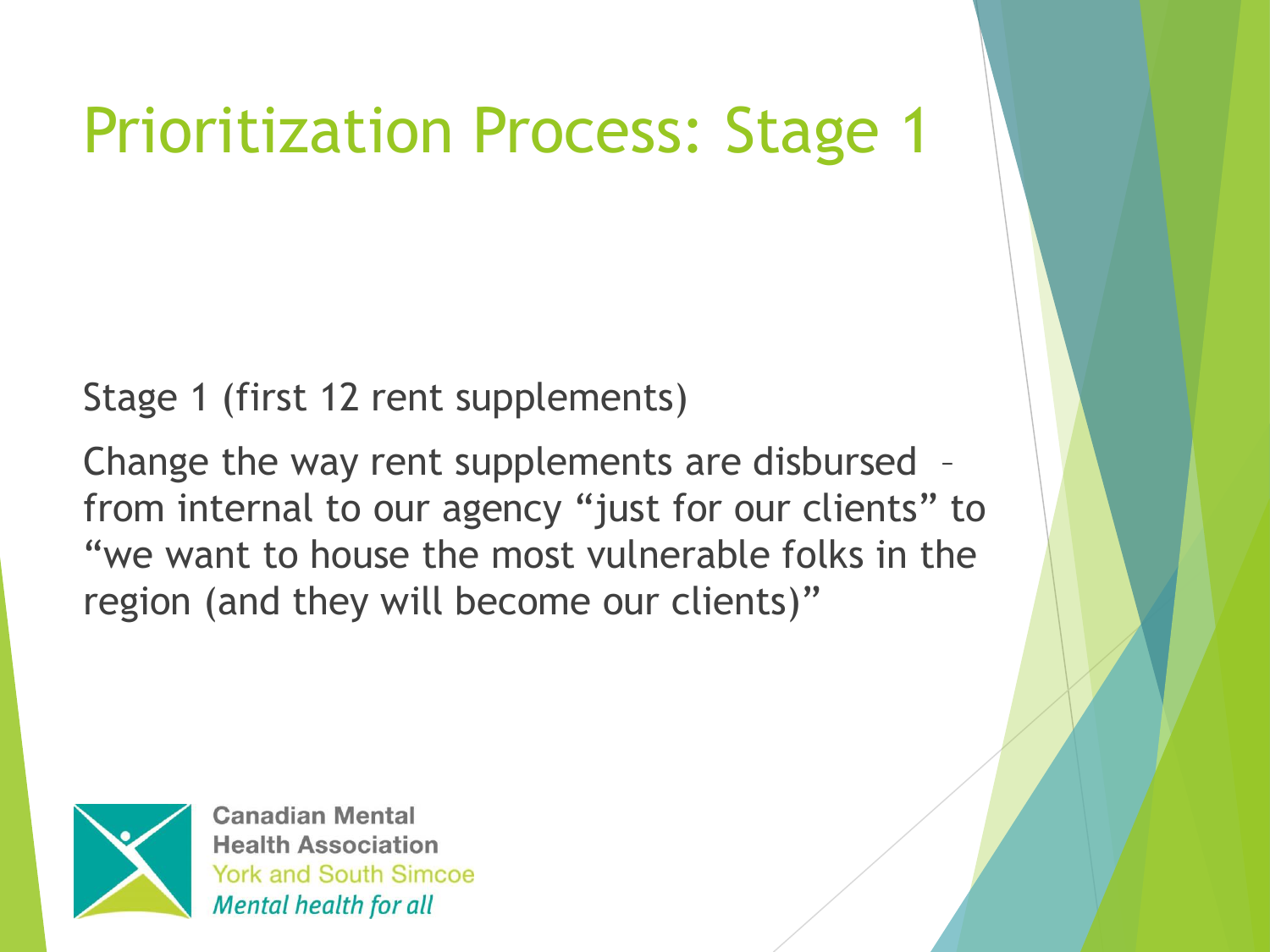# Prioritization Process: Stage 1

Stage 1 (first 12 rent supplements)

Change the way rent supplements are disbursed – from internal to our agency "just for our clients" to "we want to house the most vulnerable folks in the region (and they will become our clients)"

Canadian Mental Health Association
York and South Simcoe
*Mental health for all*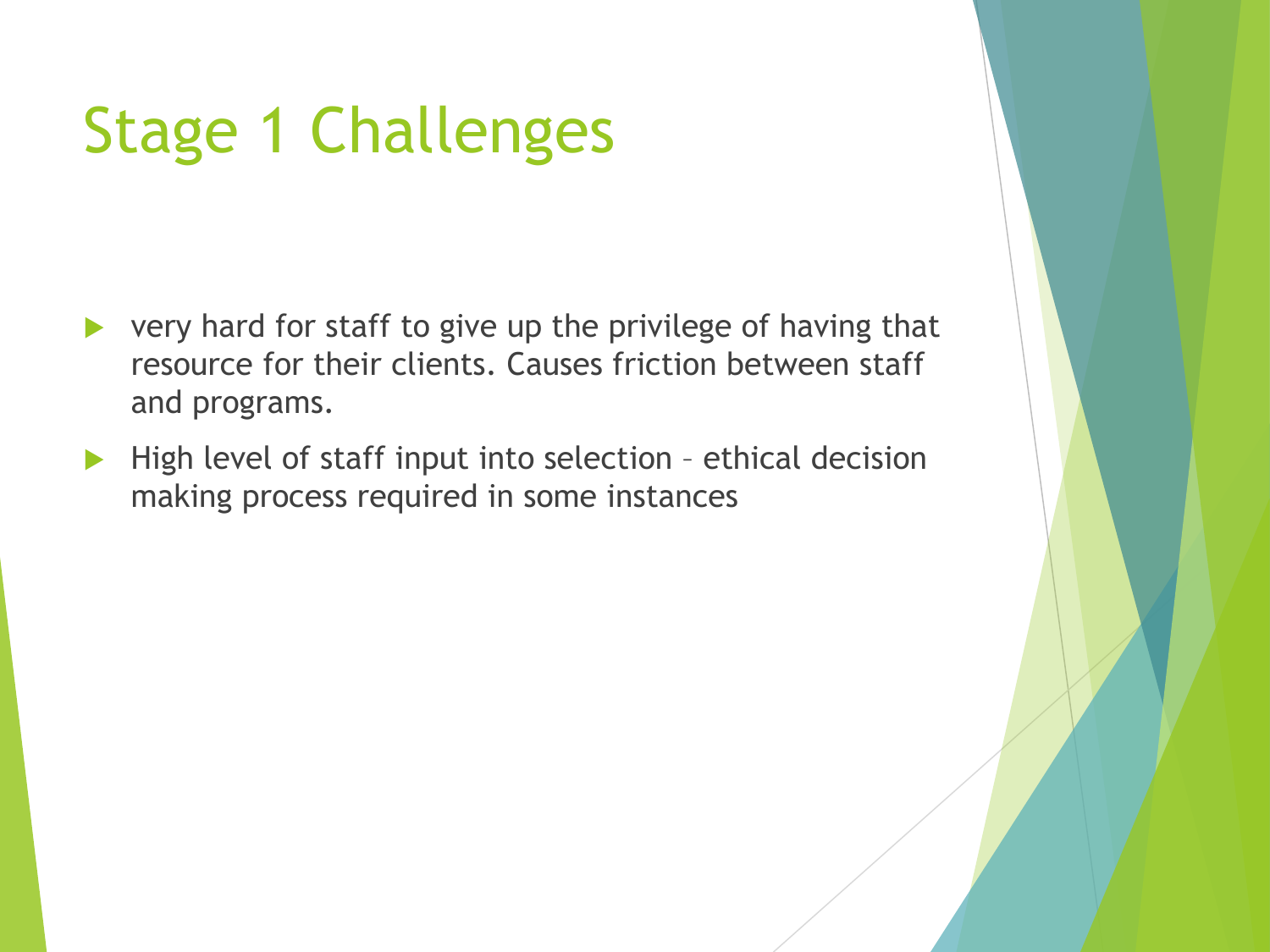# Stage 1 Challenges

- very hard for staff to give up the privilege of having that resource for their clients. Causes friction between staff and programs.
- High level of staff input into selection – ethical decision making process required in some instances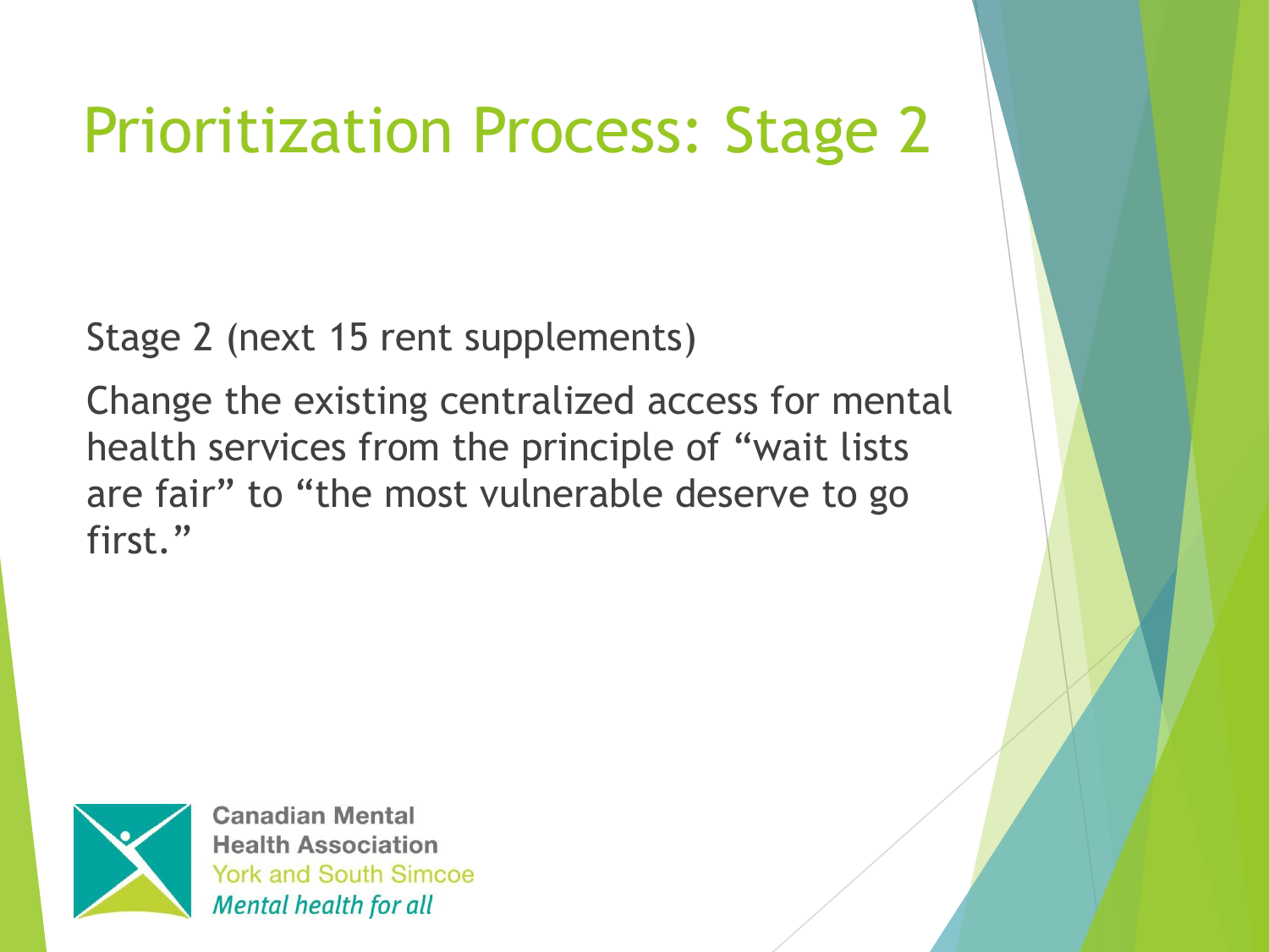# Prioritization Process: Stage 2

Stage 2 (next 15 rent supplements)

Change the existing centralized access for mental health services from the principle of "wait lists are fair" to "the most vulnerable deserve to go first."

Canadian Mental Health Association
York and South Simcoe
*Mental health for all*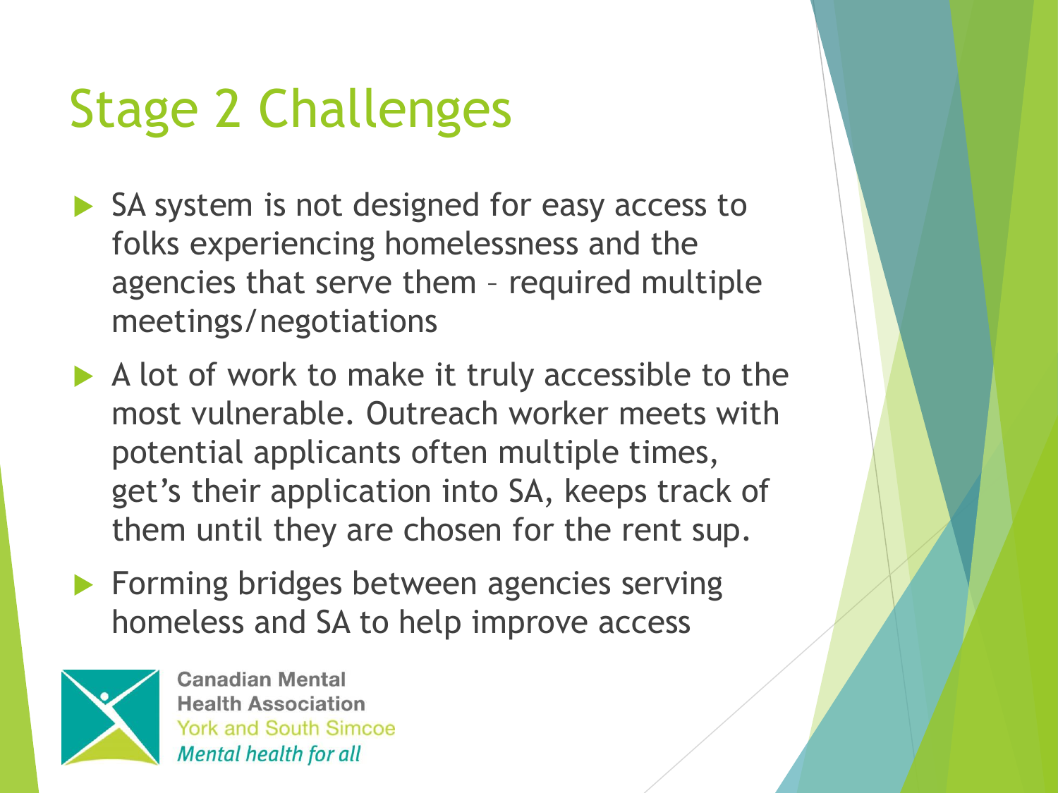# Stage 2 Challenges

- SA system is not designed for easy access to folks experiencing homelessness and the agencies that serve them – required multiple meetings/negotiations
- A lot of work to make it truly accessible to the most vulnerable. Outreach worker meets with potential applicants often multiple times, get's their application into SA, keeps track of them until they are chosen for the rent sup.
- Forming bridges between agencies serving homeless and SA to help improve access

Canadian Mental Health Association
York and South Simcoe
*Mental health for all*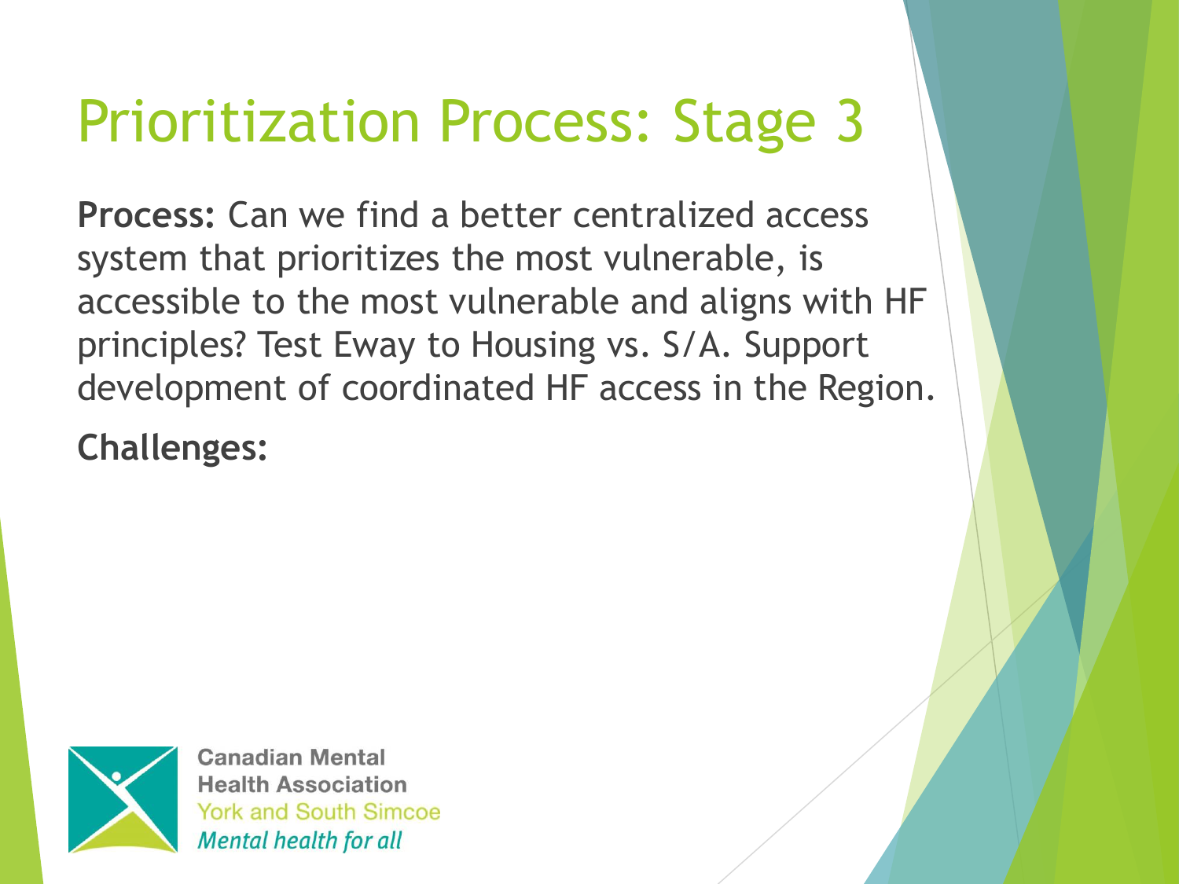# Prioritization Process: Stage 3

**Process:** Can we find a better centralized access system that prioritizes the most vulnerable, is accessible to the most vulnerable and aligns with HF principles? Test Eway to Housing vs. S/A. Support development of coordinated HF access in the Region.

**Challenges:**

Canadian Mental Health Association
York and South Simcoe
*Mental health for all*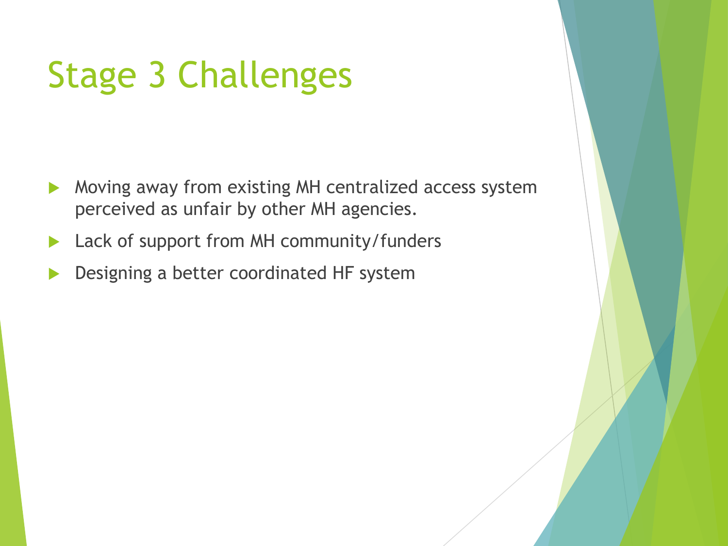# Stage 3 Challenges

- Moving away from existing MH centralized access system perceived as unfair by other MH agencies.
- Lack of support from MH community/funders
- Designing a better coordinated HF system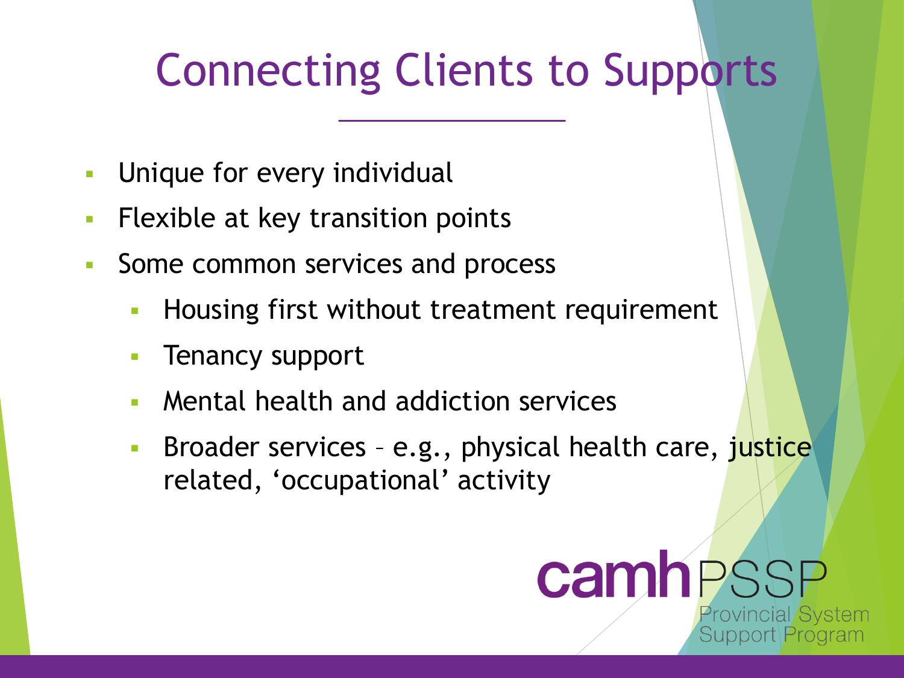# Connecting Clients to Supports

- Unique for every individual
- Flexible at key transition points
- Some common services and process
  - Housing first without treatment requirement
  - Tenancy support
  - Mental health and addiction services
  - Broader services – e.g., physical health care, justice related, 'occupational' activity

camh PSSP
Provincial System Support Program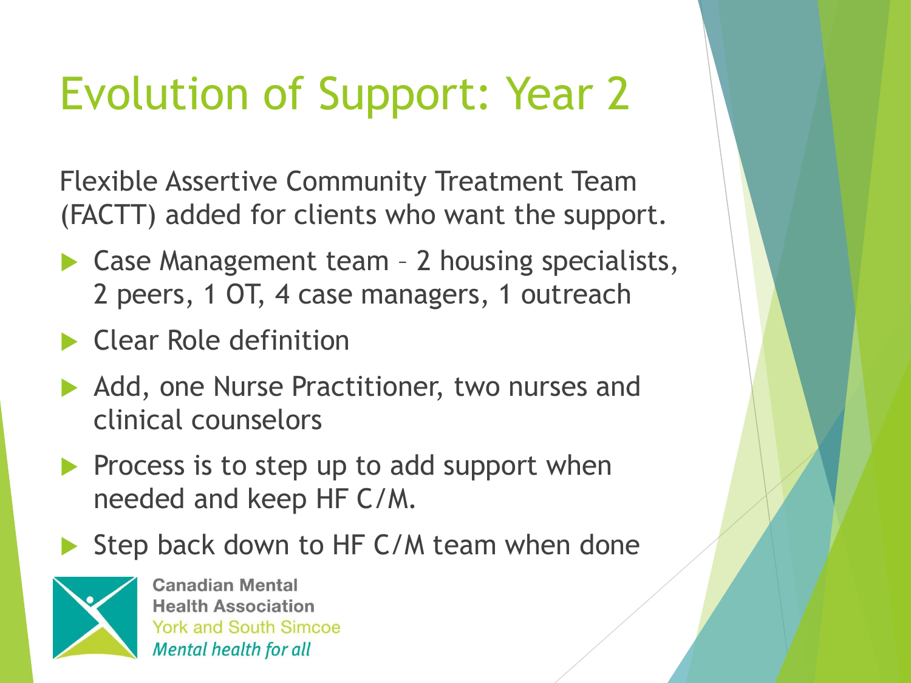# Evolution of Support: Year 2

Flexible Assertive Community Treatment Team (FACTT) added for clients who want the support.

- Case Management team – 2 housing specialists, 2 peers, 1 OT, 4 case managers, 1 outreach
- Clear Role definition
- Add, one Nurse Practitioner, two nurses and clinical counselors
- Process is to step up to add support when needed and keep HF C/M.
- Step back down to HF C/M team when done

Canadian Mental Health Association
York and South Simcoe
*Mental health for all*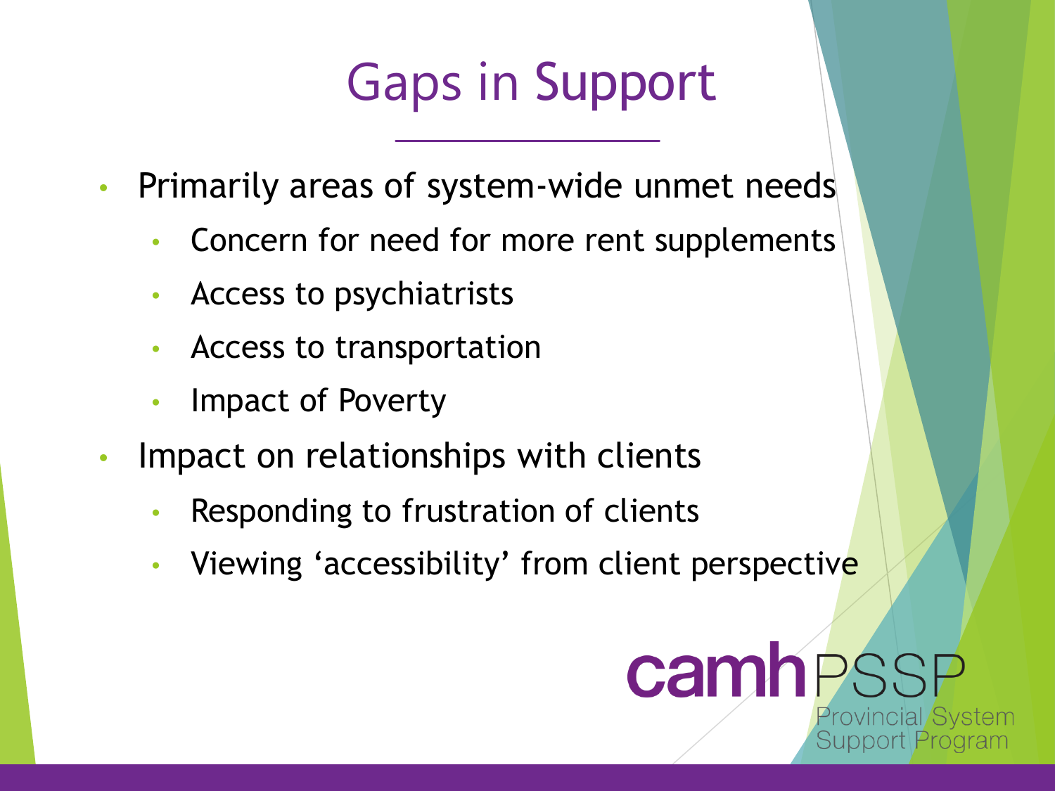# Gaps in Support

- Primarily areas of system-wide unmet needs
  - Concern for need for more rent supplements
  - Access to psychiatrists
  - Access to transportation
  - Impact of Poverty
- Impact on relationships with clients
  - Responding to frustration of clients
  - Viewing 'accessibility' from client perspective

camh PSSP Provincial System Support Program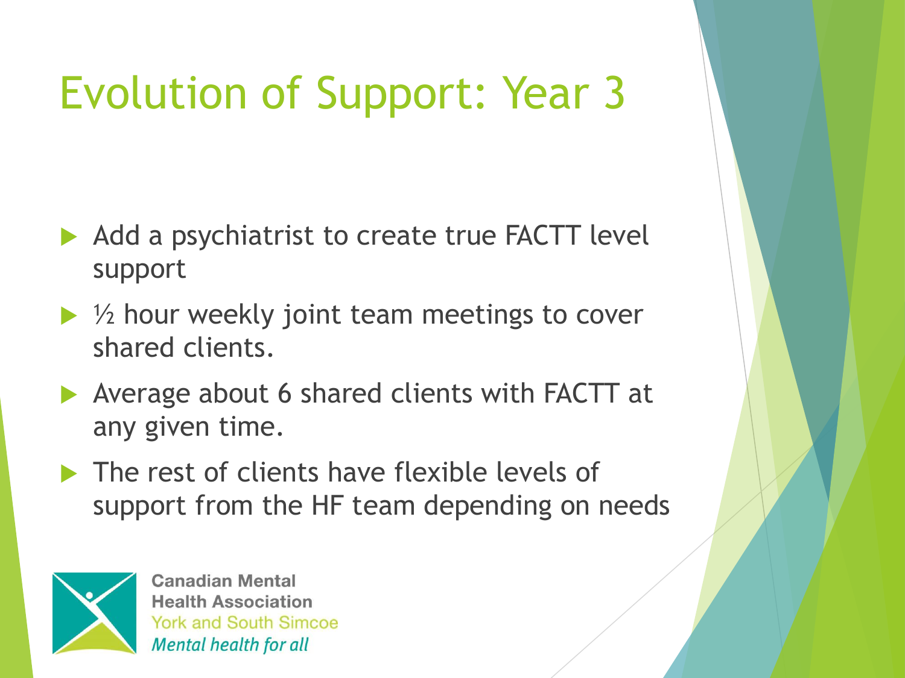# Evolution of Support: Year 3

- Add a psychiatrist to create true FACTT level support
- ½ hour weekly joint team meetings to cover shared clients.
- Average about 6 shared clients with FACTT at any given time.
- The rest of clients have flexible levels of support from the HF team depending on needs

Canadian Mental Health Association
York and South Simcoe
*Mental health for all*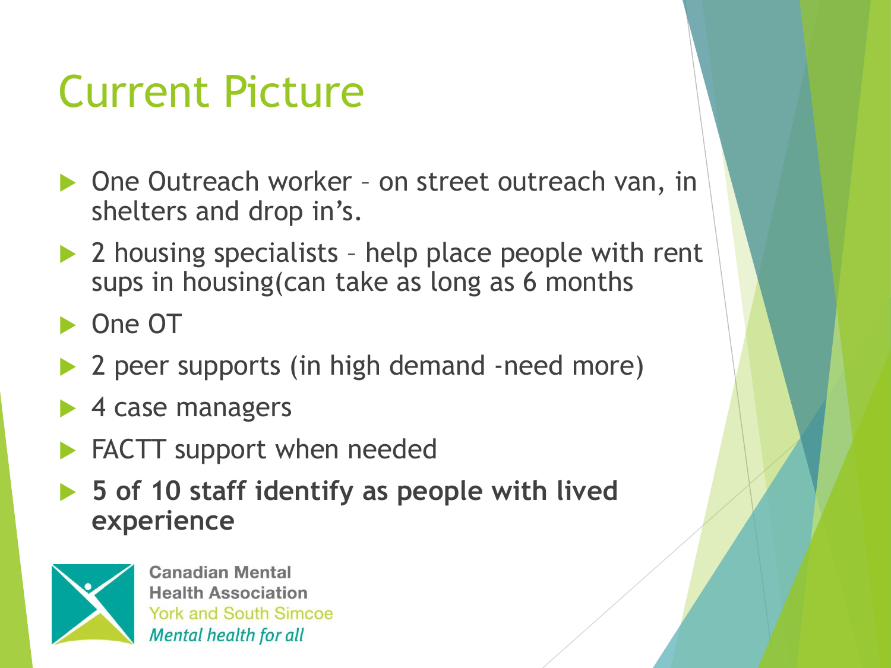# Current Picture

- One Outreach worker – on street outreach van, in shelters and drop in's.
- 2 housing specialists – help place people with rent sups in housing(can take as long as 6 months
- One OT
- 2 peer supports (in high demand -need more)
- 4 case managers
- FACTT support when needed
- **5 of 10 staff identify as people with lived experience**

Canadian Mental Health Association
York and South Simcoe
*Mental health for all*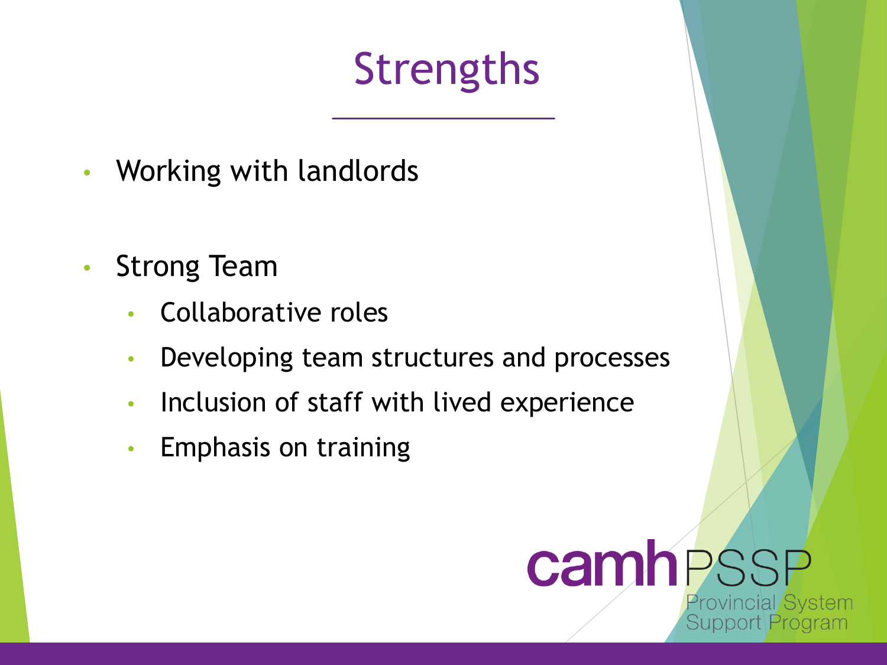# Strengths

- Working with landlords
- Strong Team
  - Collaborative roles
  - Developing team structures and processes
  - Inclusion of staff with lived experience
  - Emphasis on training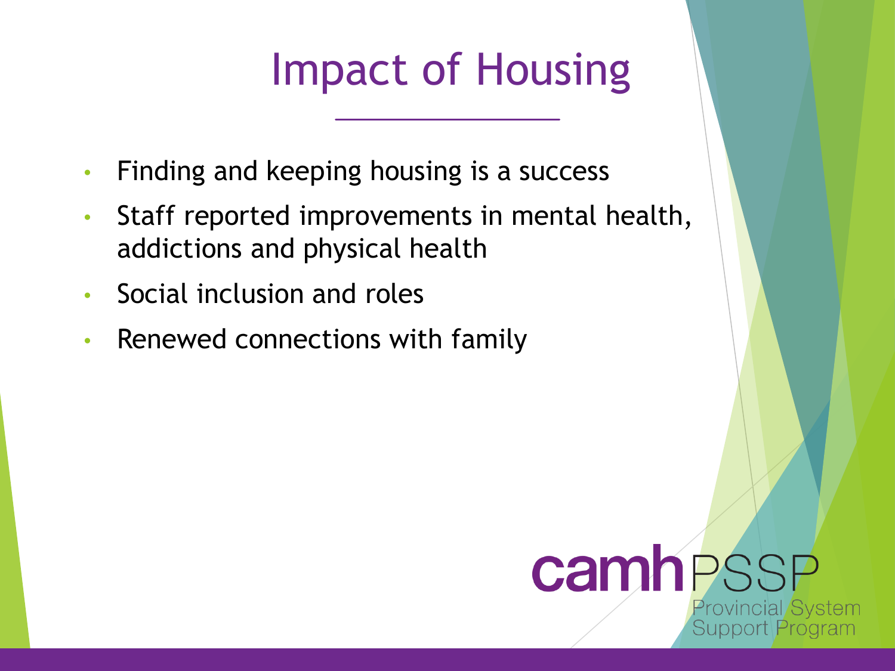# Impact of Housing

- Finding and keeping housing is a success
- Staff reported improvements in mental health, addictions and physical health
- Social inclusion and roles
- Renewed connections with family

camh PSSP
Provincial System Support Program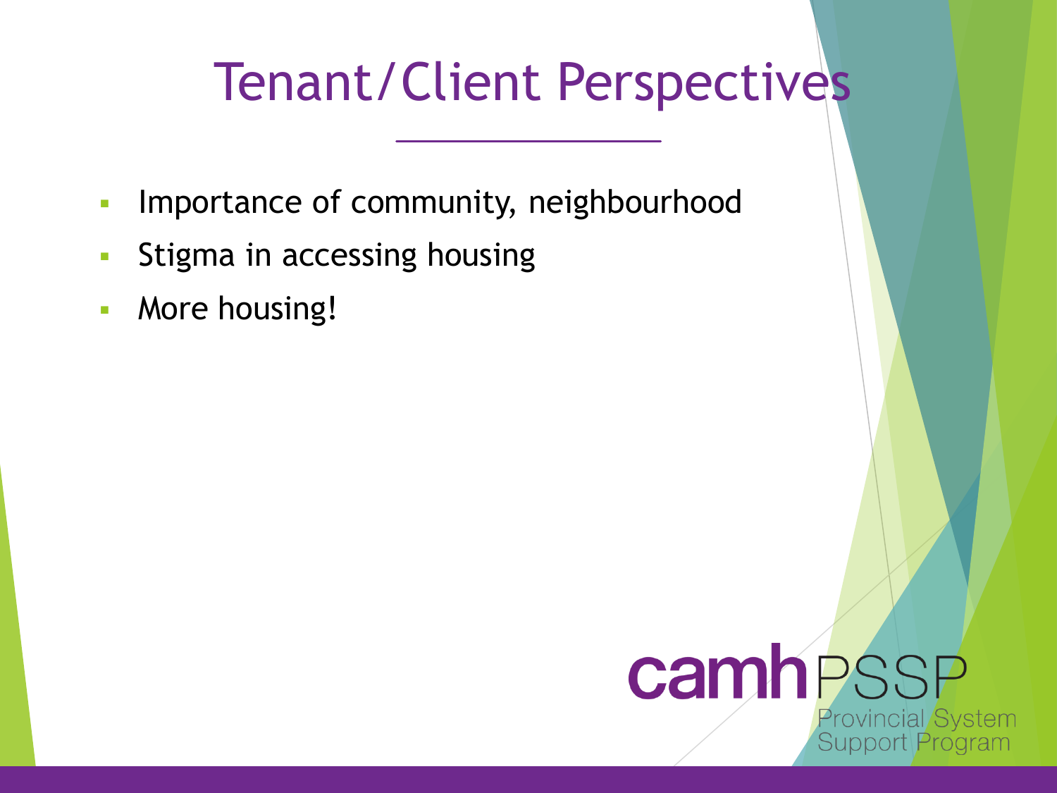# Tenant/Client Perspectives

- Importance of community, neighbourhood
- Stigma in accessing housing
- More housing!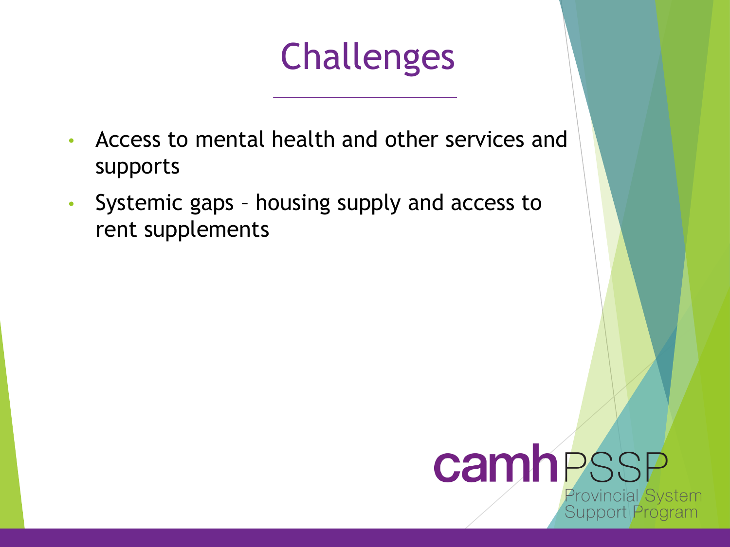# Challenges

- Access to mental health and other services and supports
- Systemic gaps – housing supply and access to rent supplements

camh PSSP
Provincial System
Support Program